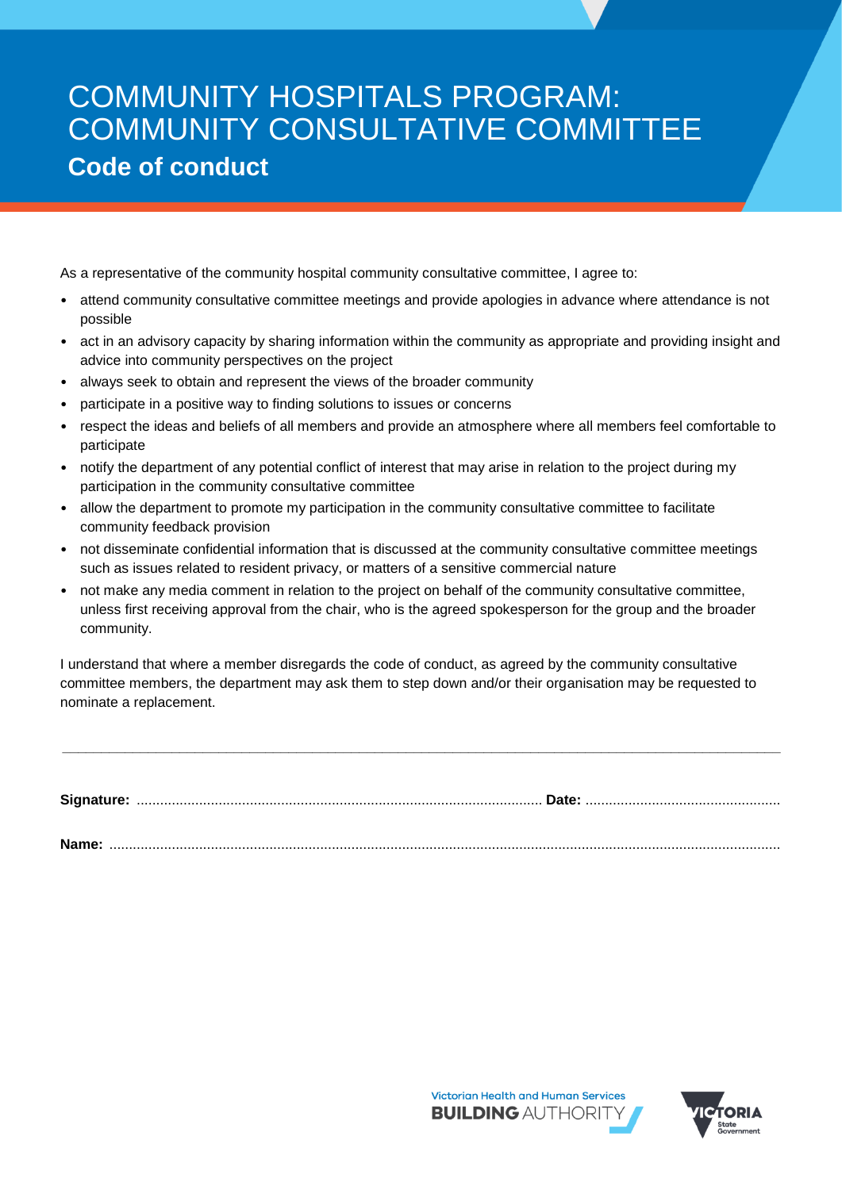# COMMUNITY HOSPITALS PROGRAM: COMMUNITY CONSULTATIVE COMMITTEE

## Code of conduct

As a representative of the community hospital community consultative committee, I agree to:

- attend community consultative committee meetings and provide apologies in advance where attendance is not possible
- act in an advisory capacity by sharing information within the community as appropriate and providing insight and advice into community perspectives on the project
- always seek to obtain and represent the views of the broader community
- participate in a positive way to finding solutions to issues or concerns
- respect the ideas and beliefs of all members and provide an atmosphere where all members feel comfortable to participate
- notify the department of any potential conflict of interest that may arise in relation to the project during my participation in the community consultative committee
- allow the department to promote my participation in the community consultative committee to facilitate community feedback provision
- not disseminate confidential information that is discussed at the community consultative committee meetings such as issues related to resident privacy, or matters of a sensitive commercial nature
- not make any media comment in relation to the project on behalf of the community consultative committee, unless first receiving approval from the chair, who is the agreed spokesperson for the group and the broader community.

I understand that where a member disregards the code of conduct, as agreed by the community consultative committee members, the department may ask them to step down and/or their organisation may be requested to nominate a replacement.

---

**Signature:** .................................................................................................. **Date:** ..................................................

**Name:** ..........................................................................................................................................................................

Victorian Health and Human Services BUILDING AUTHORITY

VICTORIA State Government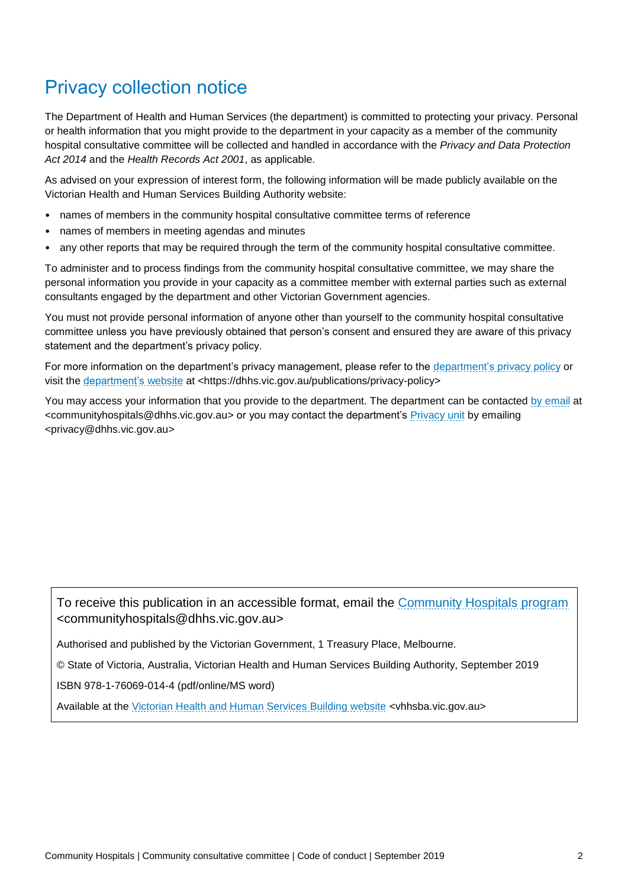# Privacy collection notice

The Department of Health and Human Services (the department) is committed to protecting your privacy. Personal or health information that you might provide to the department in your capacity as a member of the community hospital consultative committee will be collected and handled in accordance with the *Privacy and Data Protection Act 2014* and the *Health Records Act 2001*, as applicable.

As advised on your expression of interest form, the following information will be made publicly available on the Victorian Health and Human Services Building Authority website:

- names of members in the community hospital consultative committee terms of reference
- names of members in meeting agendas and minutes
- any other reports that may be required through the term of the community hospital consultative committee.

To administer and to process findings from the community hospital consultative committee, we may share the personal information you provide in your capacity as a committee member with external parties such as external consultants engaged by the department and other Victorian Government agencies.

You must not provide personal information of anyone other than yourself to the community hospital consultative committee unless you have previously obtained that person's consent and ensured they are aware of this privacy statement and the department's privacy policy.

For more information on the department's privacy management, please refer to the department's privacy policy or visit the department's website at <https://dhhs.vic.gov.au/publications/privacy-policy>

You may access your information that you provide to the department. The department can be contacted by email at <communityhospitals@dhhs.vic.gov.au> or you may contact the department's Privacy unit by emailing <privacy@dhhs.vic.gov.au>

To receive this publication in an accessible format, email the Community Hospitals program <communityhospitals@dhhs.vic.gov.au>

Authorised and published by the Victorian Government, 1 Treasury Place, Melbourne.

© State of Victoria, Australia, Victorian Health and Human Services Building Authority, September 2019

ISBN 978-1-76069-014-4 (pdf/online/MS word)

Available at the Victorian Health and Human Services Building website <vhhsba.vic.gov.au>